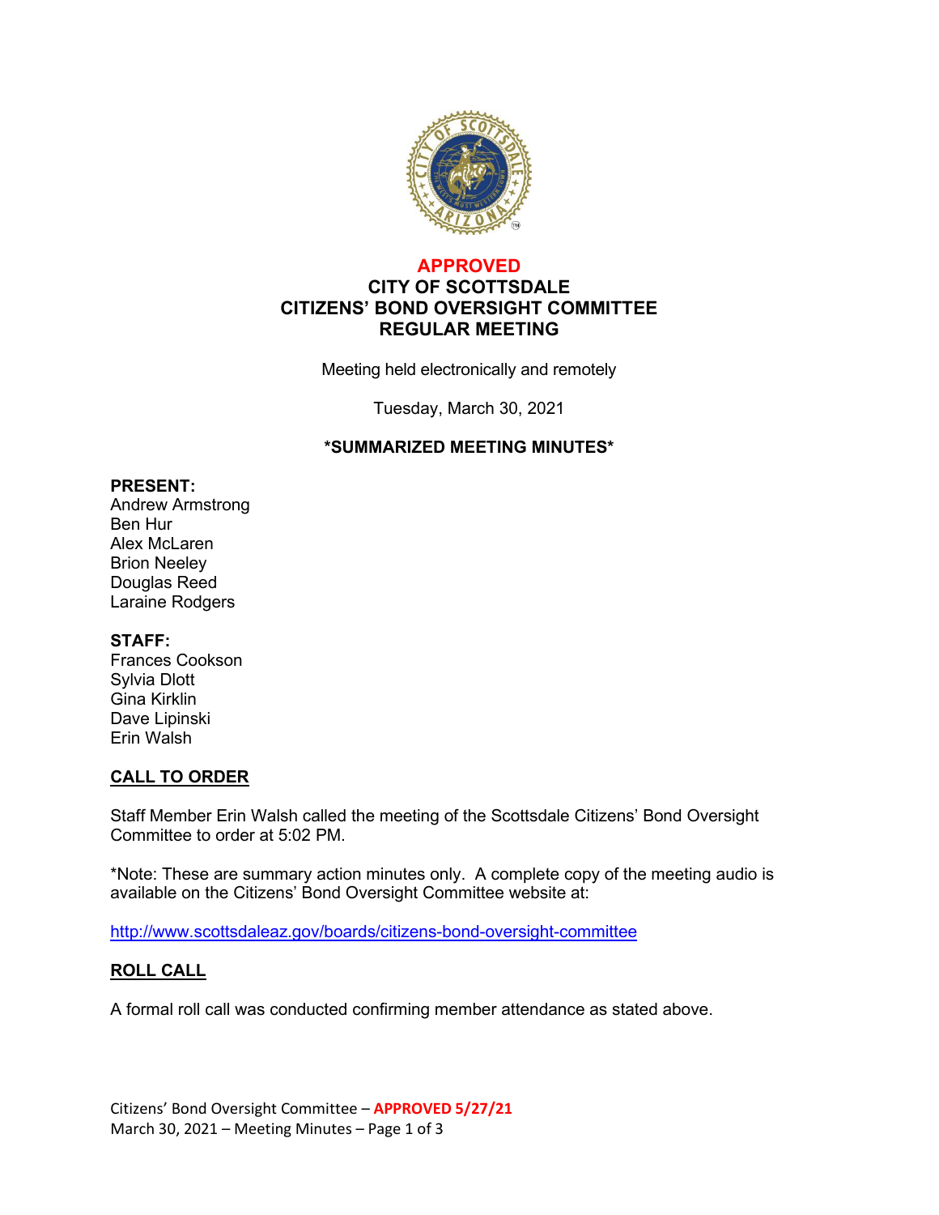**APPROVED**

# CITY OF SCOTTSDALE
# CITIZENS' BOND OVERSIGHT COMMITTEE
# REGULAR MEETING

Meeting held electronically and remotely

Tuesday, March 30, 2021

**\*SUMMARIZED MEETING MINUTES\***

**PRESENT:**
Andrew Armstrong
Ben Hur
Alex McLaren
Brion Neeley
Douglas Reed
Laraine Rodgers

**STAFF:**
Frances Cookson
Sylvia Dlott
Gina Kirklin
Dave Lipinski
Erin Walsh

## CALL TO ORDER

Staff Member Erin Walsh called the meeting of the Scottsdale Citizens' Bond Oversight Committee to order at 5:02 PM.

*Note: These are summary action minutes only. A complete copy of the meeting audio is available on the Citizens' Bond Oversight Committee website at:

http://www.scottsdaleaz.gov/boards/citizens-bond-oversight-committee

## ROLL CALL

A formal roll call was conducted confirming member attendance as stated above.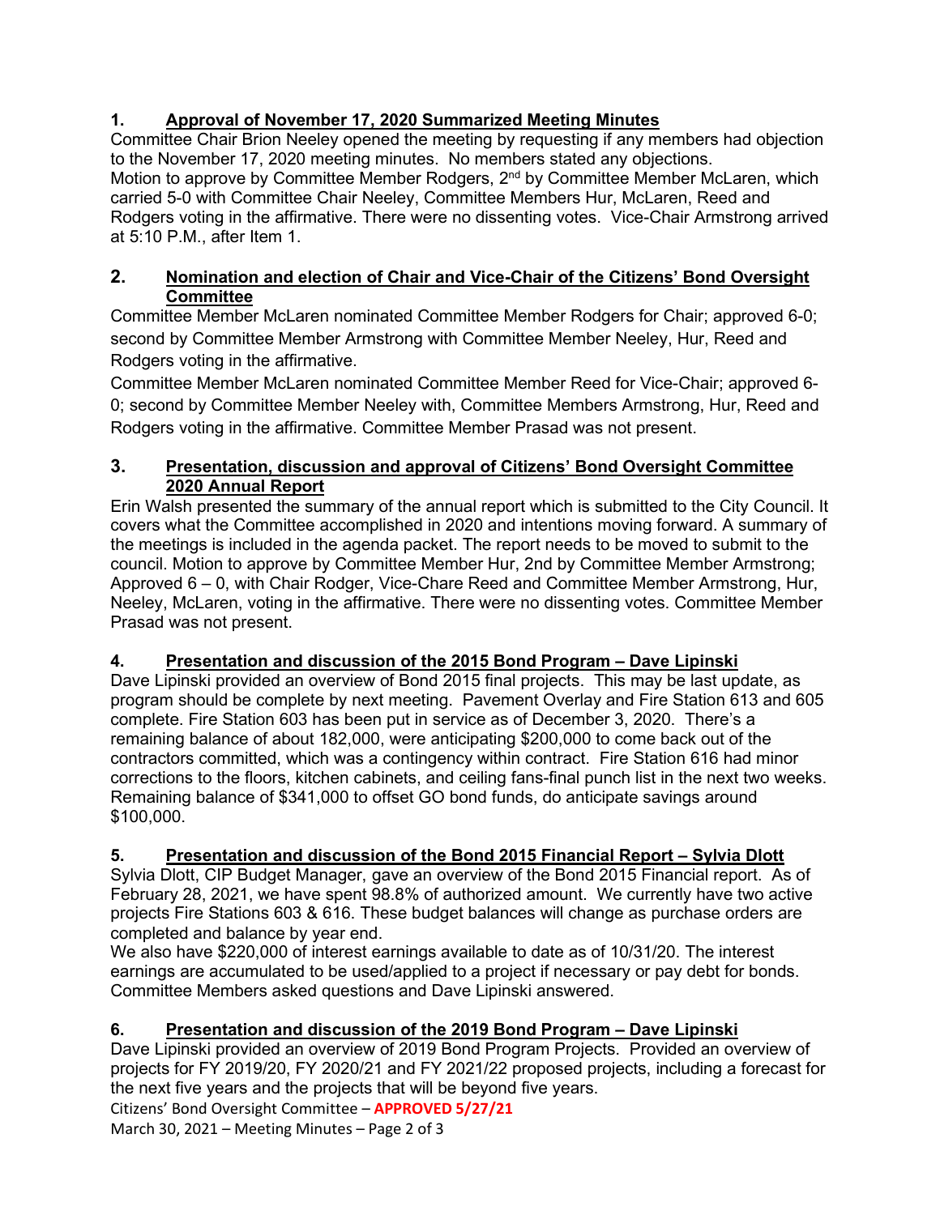## 1. Approval of November 17, 2020 Summarized Meeting Minutes

Committee Chair Brion Neeley opened the meeting by requesting if any members had objection to the November 17, 2020 meeting minutes. No members stated any objections.
Motion to approve by Committee Member Rodgers, 2nd by Committee Member McLaren, which carried 5-0 with Committee Chair Neeley, Committee Members Hur, McLaren, Reed and Rodgers voting in the affirmative. There were no dissenting votes. Vice-Chair Armstrong arrived at 5:10 P.M., after Item 1.

## 2. Nomination and election of Chair and Vice-Chair of the Citizens' Bond Oversight Committee

Committee Member McLaren nominated Committee Member Rodgers for Chair; approved 6-0; second by Committee Member Armstrong with Committee Member Neeley, Hur, Reed and Rodgers voting in the affirmative.
Committee Member McLaren nominated Committee Member Reed for Vice-Chair; approved 6-0; second by Committee Member Neeley with, Committee Members Armstrong, Hur, Reed and Rodgers voting in the affirmative. Committee Member Prasad was not present.

## 3. Presentation, discussion and approval of Citizens' Bond Oversight Committee 2020 Annual Report

Erin Walsh presented the summary of the annual report which is submitted to the City Council. It covers what the Committee accomplished in 2020 and intentions moving forward. A summary of the meetings is included in the agenda packet. The report needs to be moved to submit to the council. Motion to approve by Committee Member Hur, 2nd by Committee Member Armstrong; Approved 6 – 0, with Chair Rodger, Vice-Chare Reed and Committee Member Armstrong, Hur, Neeley, McLaren, voting in the affirmative. There were no dissenting votes. Committee Member Prasad was not present.

## 4. Presentation and discussion of the 2015 Bond Program – Dave Lipinski

Dave Lipinski provided an overview of Bond 2015 final projects. This may be last update, as program should be complete by next meeting. Pavement Overlay and Fire Station 613 and 605 complete. Fire Station 603 has been put in service as of December 3, 2020. There's a remaining balance of about 182,000, were anticipating $200,000 to come back out of the contractors committed, which was a contingency within contract. Fire Station 616 had minor corrections to the floors, kitchen cabinets, and ceiling fans-final punch list in the next two weeks. Remaining balance of $341,000 to offset GO bond funds, do anticipate savings around $100,000.

## 5. Presentation and discussion of the Bond 2015 Financial Report – Sylvia Dlott

Sylvia Dlott, CIP Budget Manager, gave an overview of the Bond 2015 Financial report. As of February 28, 2021, we have spent 98.8% of authorized amount. We currently have two active projects Fire Stations 603 & 616. These budget balances will change as purchase orders are completed and balance by year end.
We also have $220,000 of interest earnings available to date as of 10/31/20. The interest earnings are accumulated to be used/applied to a project if necessary or pay debt for bonds. Committee Members asked questions and Dave Lipinski answered.

## 6. Presentation and discussion of the 2019 Bond Program – Dave Lipinski

Dave Lipinski provided an overview of 2019 Bond Program Projects. Provided an overview of projects for FY 2019/20, FY 2020/21 and FY 2021/22 proposed projects, including a forecast for the next five years and the projects that will be beyond five years.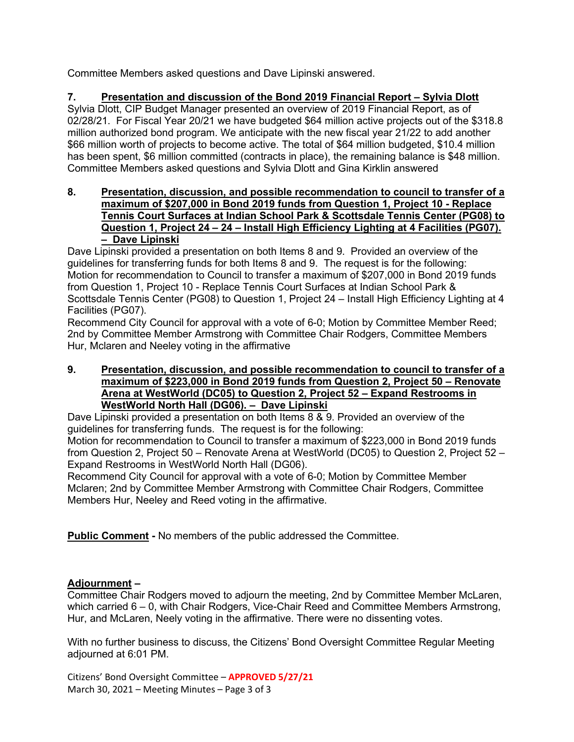Committee Members asked questions and Dave Lipinski answered.

**7. <u>Presentation and discussion of the Bond 2019 Financial Report – Sylvia Dlott</u>**

Sylvia Dlott, CIP Budget Manager presented an overview of 2019 Financial Report, as of 02/28/21. For Fiscal Year 20/21 we have budgeted $64 million active projects out of the $318.8 million authorized bond program. We anticipate with the new fiscal year 21/22 to add another $66 million worth of projects to become active. The total of $64 million budgeted, $10.4 million has been spent, $6 million committed (contracts in place), the remaining balance is $48 million. Committee Members asked questions and Sylvia Dlott and Gina Kirklin answered

**8. <u>Presentation, discussion, and possible recommendation to council to transfer of a maximum of $207,000 in Bond 2019 funds from Question 1, Project 10 - Replace Tennis Court Surfaces at Indian School Park & Scottsdale Tennis Center (PG08) to Question 1, Project 24 – 24 – Install High Efficiency Lighting at 4 Facilities (PG07). – Dave Lipinski</u>**

Dave Lipinski provided a presentation on both Items 8 and 9. Provided an overview of the guidelines for transferring funds for both Items 8 and 9. The request is for the following: Motion for recommendation to Council to transfer a maximum of $207,000 in Bond 2019 funds from Question 1, Project 10 - Replace Tennis Court Surfaces at Indian School Park & Scottsdale Tennis Center (PG08) to Question 1, Project 24 – Install High Efficiency Lighting at 4 Facilities (PG07).

Recommend City Council for approval with a vote of 6-0; Motion by Committee Member Reed; 2nd by Committee Member Armstrong with Committee Chair Rodgers, Committee Members Hur, Mclaren and Neeley voting in the affirmative

**9. <u>Presentation, discussion, and possible recommendation to council to transfer of a maximum of $223,000 in Bond 2019 funds from Question 2, Project 50 – Renovate Arena at WestWorld (DC05) to Question 2, Project 52 – Expand Restrooms in WestWorld North Hall (DG06). – Dave Lipinski</u>**

Dave Lipinski provided a presentation on both Items 8 & 9. Provided an overview of the guidelines for transferring funds. The request is for the following:

Motion for recommendation to Council to transfer a maximum of $223,000 in Bond 2019 funds from Question 2, Project 50 – Renovate Arena at WestWorld (DC05) to Question 2, Project 52 – Expand Restrooms in WestWorld North Hall (DG06).

Recommend City Council for approval with a vote of 6-0; Motion by Committee Member Mclaren; 2nd by Committee Member Armstrong with Committee Chair Rodgers, Committee Members Hur, Neeley and Reed voting in the affirmative.

**<u>Public Comment</u> -** No members of the public addressed the Committee.

**<u>Adjournment</u> –**

Committee Chair Rodgers moved to adjourn the meeting, 2nd by Committee Member McLaren, which carried 6 – 0, with Chair Rodgers, Vice-Chair Reed and Committee Members Armstrong, Hur, and McLaren, Neely voting in the affirmative. There were no dissenting votes.

With no further business to discuss, the Citizens' Bond Oversight Committee Regular Meeting adjourned at 6:01 PM.

Citizens' Bond Oversight Committee – **APPROVED 5/27/21**
March 30, 2021 – Meeting Minutes